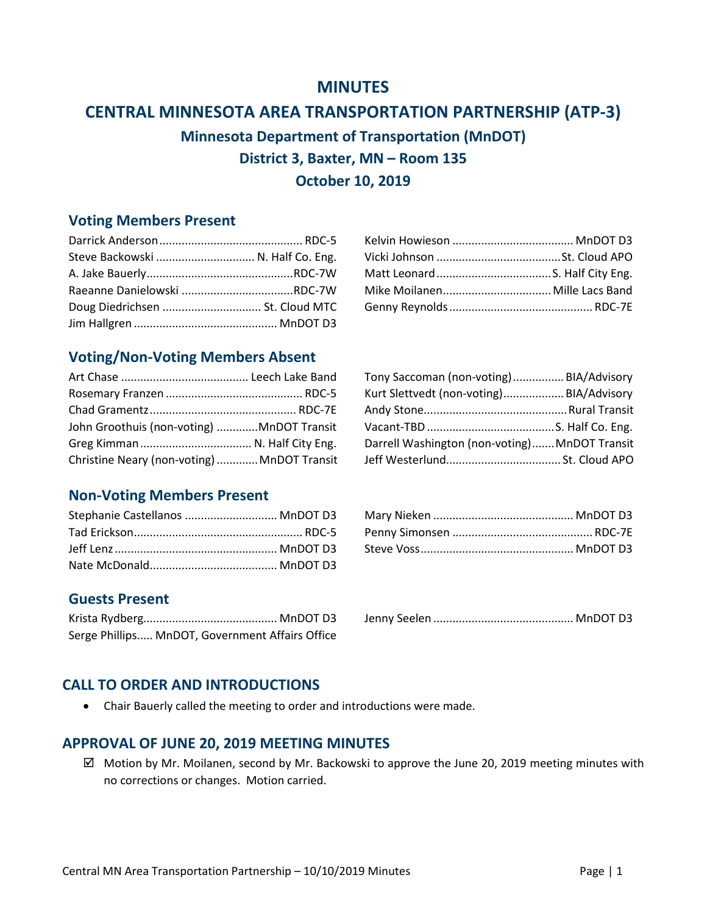# MINUTES

# CENTRAL MINNESOTA AREA TRANSPORTATION PARTNERSHIP (ATP-3)

### Minnesota Department of Transportation (MnDOT)

### District 3, Baxter, MN – Room 135

### October 10, 2019

## Voting Members Present

Darrick Anderson ........................................... RDC-5
Steve Backowski ............................. N. Half Co. Eng.
A. Jake Bauerly.............................................RDC-7W
Raeanne Danielowski ..................................RDC-7W
Doug Diedrichsen .............................. St. Cloud MTC
Jim Hallgren ............................................ MnDOT D3
Kelvin Howieson ..................................... MnDOT D3
Vicki Johnson ......................................St. Cloud APO
Matt Leonard ...................................S. Half City Eng.
Mike Moilanen.................................Mille Lacs Band
Genny Reynolds ............................................ RDC-7E

## Voting/Non-Voting Members Absent

Art Chase ....................................... Leech Lake Band
Rosemary Franzen .......................................... RDC-5
Chad Gramentz ............................................. RDC-7E
John Groothuis (non-voting) ............MnDOT Transit
Greg Kimman .................................. N. Half City Eng.
Christine Neary (non-voting) ............MnDOT Transit
Tony Saccoman (non-voting)................ BIA/Advisory
Kurt Slettvedt (non-voting).................. BIA/Advisory
Andy Stone............................................Rural Transit
Vacant-TBD ........................................S. Half Co. Eng.
Darrell Washington (non-voting).......MnDOT Transit
Jeff Westerlund...................................St. Cloud APO

## Non-Voting Members Present

Stephanie Castellanos ............................ MnDOT D3
Tad Erickson.................................................... RDC-5
Jeff Lenz .................................................. MnDOT D3
Nate McDonald....................................... MnDOT D3
Mary Nieken ........................................... MnDOT D3
Penny Simonsen ........................................... RDC-7E
Steve Voss............................................... MnDOT D3

## Guests Present

Krista Rydberg......................................... MnDOT D3
Serge Phillips..... MnDOT, Government Affairs Office
Jenny Seelen ........................................... MnDOT D3

## CALL TO ORDER AND INTRODUCTIONS

- Chair Bauerly called the meeting to order and introductions were made.

## APPROVAL OF JUNE 20, 2019 MEETING MINUTES

☑ Motion by Mr. Moilanen, second by Mr. Backowski to approve the June 20, 2019 meeting minutes with no corrections or changes. Motion carried.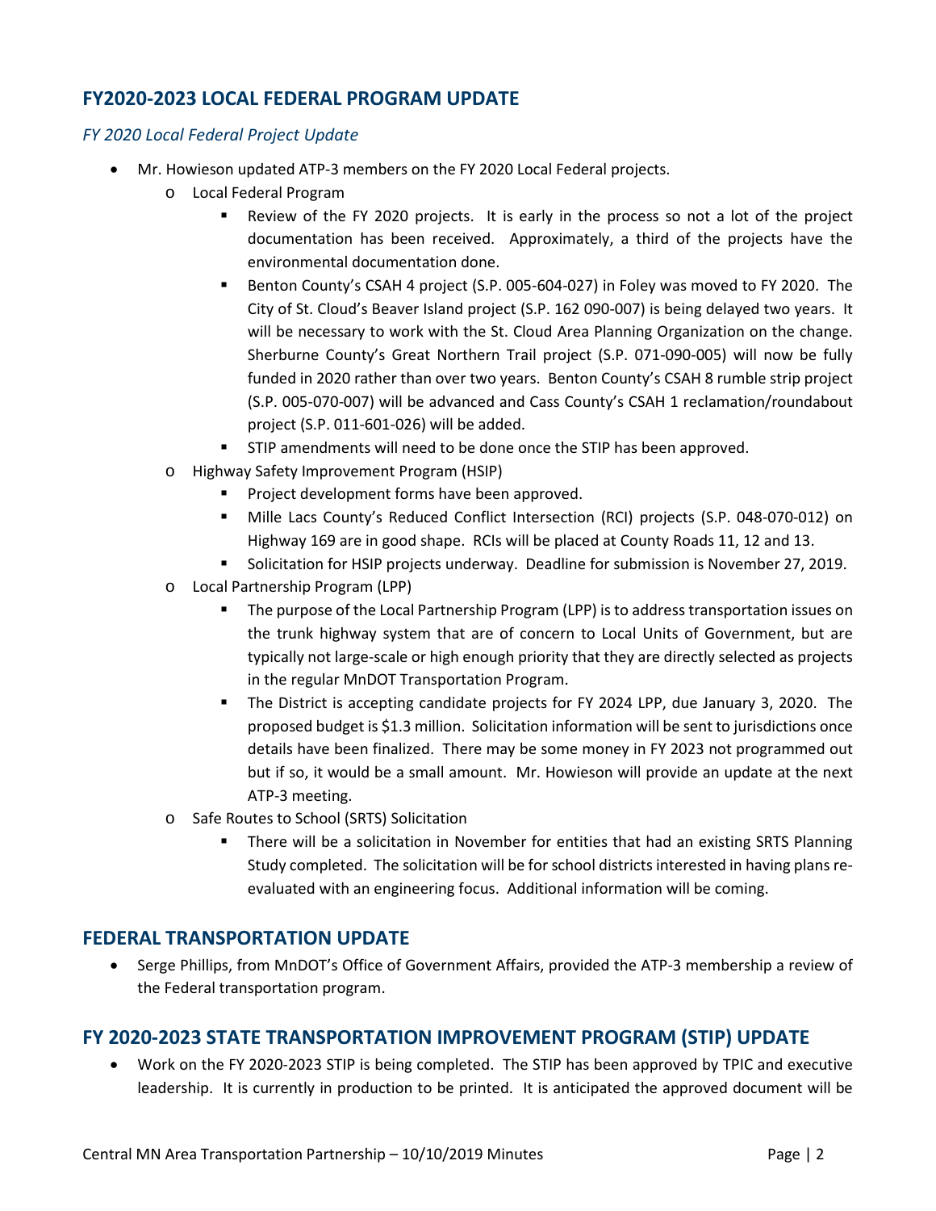## FY2020-2023 LOCAL FEDERAL PROGRAM UPDATE

### *FY 2020 Local Federal Project Update*

- Mr. Howieson updated ATP-3 members on the FY 2020 Local Federal projects.
  - Local Federal Program
    - Review of the FY 2020 projects. It is early in the process so not a lot of the project documentation has been received. Approximately, a third of the projects have the environmental documentation done.
    - Benton County's CSAH 4 project (S.P. 005-604-027) in Foley was moved to FY 2020. The City of St. Cloud's Beaver Island project (S.P. 162 090-007) is being delayed two years. It will be necessary to work with the St. Cloud Area Planning Organization on the change. Sherburne County's Great Northern Trail project (S.P. 071-090-005) will now be fully funded in 2020 rather than over two years. Benton County's CSAH 8 rumble strip project (S.P. 005-070-007) will be advanced and Cass County's CSAH 1 reclamation/roundabout project (S.P. 011-601-026) will be added.
    - STIP amendments will need to be done once the STIP has been approved.
  - Highway Safety Improvement Program (HSIP)
    - Project development forms have been approved.
    - Mille Lacs County's Reduced Conflict Intersection (RCI) projects (S.P. 048-070-012) on Highway 169 are in good shape. RCIs will be placed at County Roads 11, 12 and 13.
    - Solicitation for HSIP projects underway. Deadline for submission is November 27, 2019.
  - Local Partnership Program (LPP)
    - The purpose of the Local Partnership Program (LPP) is to address transportation issues on the trunk highway system that are of concern to Local Units of Government, but are typically not large-scale or high enough priority that they are directly selected as projects in the regular MnDOT Transportation Program.
    - The District is accepting candidate projects for FY 2024 LPP, due January 3, 2020. The proposed budget is $1.3 million. Solicitation information will be sent to jurisdictions once details have been finalized. There may be some money in FY 2023 not programmed out but if so, it would be a small amount. Mr. Howieson will provide an update at the next ATP-3 meeting.
  - Safe Routes to School (SRTS) Solicitation
    - There will be a solicitation in November for entities that had an existing SRTS Planning Study completed. The solicitation will be for school districts interested in having plans re-evaluated with an engineering focus. Additional information will be coming.

## FEDERAL TRANSPORTATION UPDATE

- Serge Phillips, from MnDOT's Office of Government Affairs, provided the ATP-3 membership a review of the Federal transportation program.

## FY 2020-2023 STATE TRANSPORTATION IMPROVEMENT PROGRAM (STIP) UPDATE

- Work on the FY 2020-2023 STIP is being completed. The STIP has been approved by TPIC and executive leadership. It is currently in production to be printed. It is anticipated the approved document will be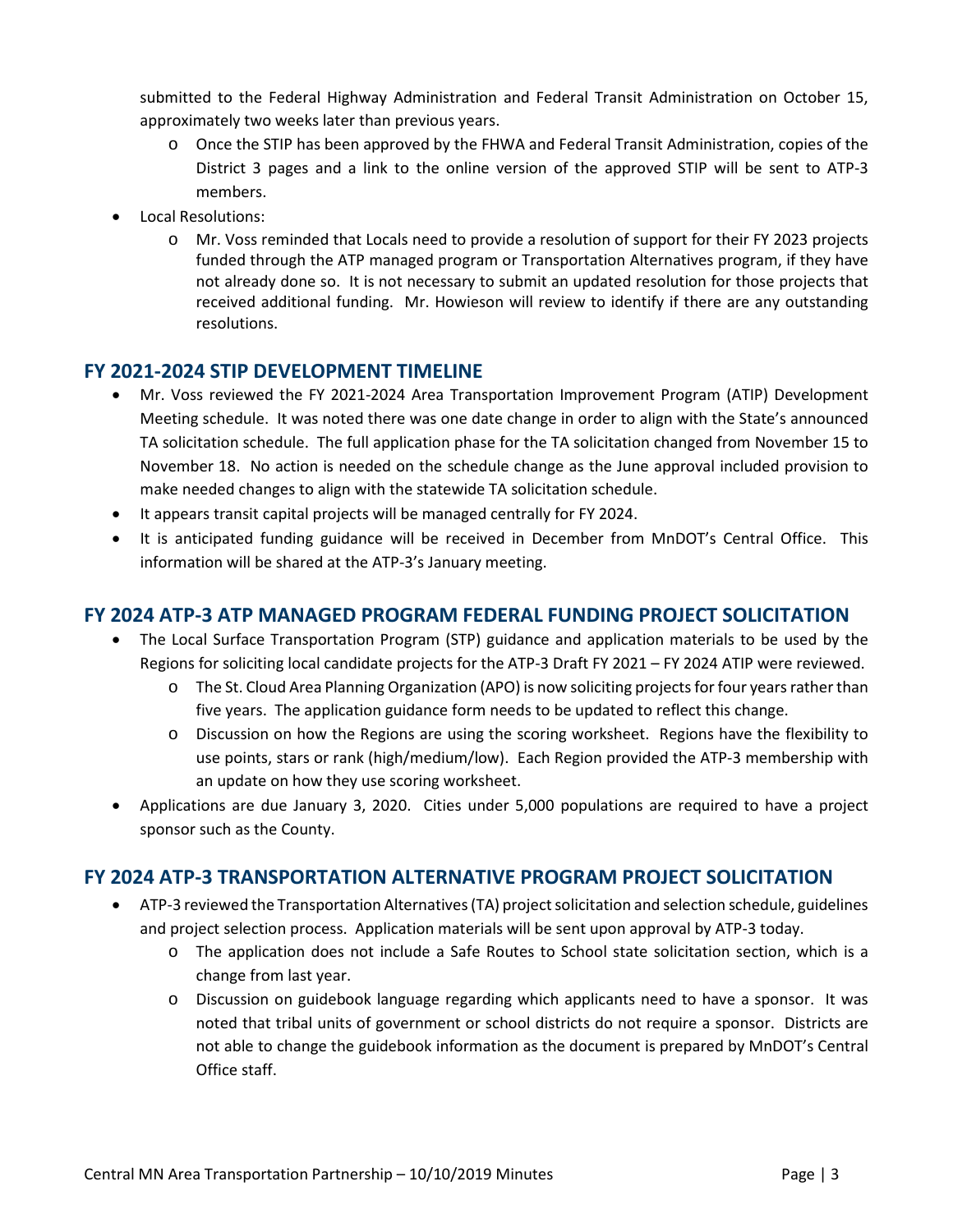submitted to the Federal Highway Administration and Federal Transit Administration on October 15, approximately two weeks later than previous years.

  - Once the STIP has been approved by the FHWA and Federal Transit Administration, copies of the District 3 pages and a link to the online version of the approved STIP will be sent to ATP-3 members.

- Local Resolutions:
  - Mr. Voss reminded that Locals need to provide a resolution of support for their FY 2023 projects funded through the ATP managed program or Transportation Alternatives program, if they have not already done so. It is not necessary to submit an updated resolution for those projects that received additional funding. Mr. Howieson will review to identify if there are any outstanding resolutions.

## FY 2021-2024 STIP DEVELOPMENT TIMELINE

- Mr. Voss reviewed the FY 2021-2024 Area Transportation Improvement Program (ATIP) Development Meeting schedule. It was noted there was one date change in order to align with the State's announced TA solicitation schedule. The full application phase for the TA solicitation changed from November 15 to November 18. No action is needed on the schedule change as the June approval included provision to make needed changes to align with the statewide TA solicitation schedule.
- It appears transit capital projects will be managed centrally for FY 2024.
- It is anticipated funding guidance will be received in December from MnDOT's Central Office. This information will be shared at the ATP-3's January meeting.

## FY 2024 ATP-3 ATP MANAGED PROGRAM FEDERAL FUNDING PROJECT SOLICITATION

- The Local Surface Transportation Program (STP) guidance and application materials to be used by the Regions for soliciting local candidate projects for the ATP-3 Draft FY 2021 – FY 2024 ATIP were reviewed.
  - The St. Cloud Area Planning Organization (APO) is now soliciting projects for four years rather than five years. The application guidance form needs to be updated to reflect this change.
  - Discussion on how the Regions are using the scoring worksheet. Regions have the flexibility to use points, stars or rank (high/medium/low). Each Region provided the ATP-3 membership with an update on how they use scoring worksheet.
- Applications are due January 3, 2020. Cities under 5,000 populations are required to have a project sponsor such as the County.

## FY 2024 ATP-3 TRANSPORTATION ALTERNATIVE PROGRAM PROJECT SOLICITATION

- ATP-3 reviewed the Transportation Alternatives (TA) project solicitation and selection schedule, guidelines and project selection process. Application materials will be sent upon approval by ATP-3 today.
  - The application does not include a Safe Routes to School state solicitation section, which is a change from last year.
  - Discussion on guidebook language regarding which applicants need to have a sponsor. It was noted that tribal units of government or school districts do not require a sponsor. Districts are not able to change the guidebook information as the document is prepared by MnDOT's Central Office staff.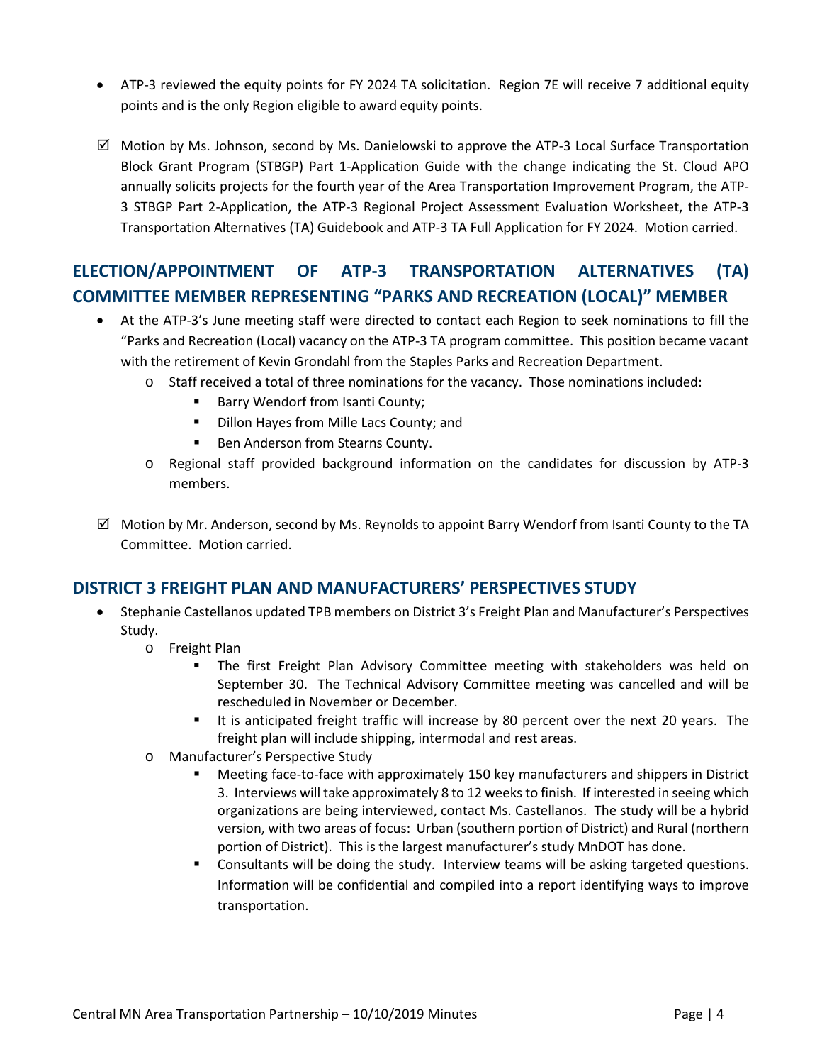- ATP-3 reviewed the equity points for FY 2024 TA solicitation. Region 7E will receive 7 additional equity points and is the only Region eligible to award equity points.

☑ Motion by Ms. Johnson, second by Ms. Danielowski to approve the ATP-3 Local Surface Transportation Block Grant Program (STBGP) Part 1-Application Guide with the change indicating the St. Cloud APO annually solicits projects for the fourth year of the Area Transportation Improvement Program, the ATP-3 STBGP Part 2-Application, the ATP-3 Regional Project Assessment Evaluation Worksheet, the ATP-3 Transportation Alternatives (TA) Guidebook and ATP-3 TA Full Application for FY 2024. Motion carried.

## ELECTION/APPOINTMENT OF ATP-3 TRANSPORTATION ALTERNATIVES (TA) COMMITTEE MEMBER REPRESENTING "PARKS AND RECREATION (LOCAL)" MEMBER

- At the ATP-3's June meeting staff were directed to contact each Region to seek nominations to fill the "Parks and Recreation (Local) vacancy on the ATP-3 TA program committee. This position became vacant with the retirement of Kevin Grondahl from the Staples Parks and Recreation Department.
  - Staff received a total of three nominations for the vacancy. Those nominations included:
    - Barry Wendorf from Isanti County;
    - Dillon Hayes from Mille Lacs County; and
    - Ben Anderson from Stearns County.
  - Regional staff provided background information on the candidates for discussion by ATP-3 members.

☑ Motion by Mr. Anderson, second by Ms. Reynolds to appoint Barry Wendorf from Isanti County to the TA Committee. Motion carried.

## DISTRICT 3 FREIGHT PLAN AND MANUFACTURERS' PERSPECTIVES STUDY

- Stephanie Castellanos updated TPB members on District 3's Freight Plan and Manufacturer's Perspectives Study.
  - Freight Plan
    - The first Freight Plan Advisory Committee meeting with stakeholders was held on September 30. The Technical Advisory Committee meeting was cancelled and will be rescheduled in November or December.
    - It is anticipated freight traffic will increase by 80 percent over the next 20 years. The freight plan will include shipping, intermodal and rest areas.
  - Manufacturer's Perspective Study
    - Meeting face-to-face with approximately 150 key manufacturers and shippers in District 3. Interviews will take approximately 8 to 12 weeks to finish. If interested in seeing which organizations are being interviewed, contact Ms. Castellanos. The study will be a hybrid version, with two areas of focus: Urban (southern portion of District) and Rural (northern portion of District). This is the largest manufacturer's study MnDOT has done.
    - Consultants will be doing the study. Interview teams will be asking targeted questions. Information will be confidential and compiled into a report identifying ways to improve transportation.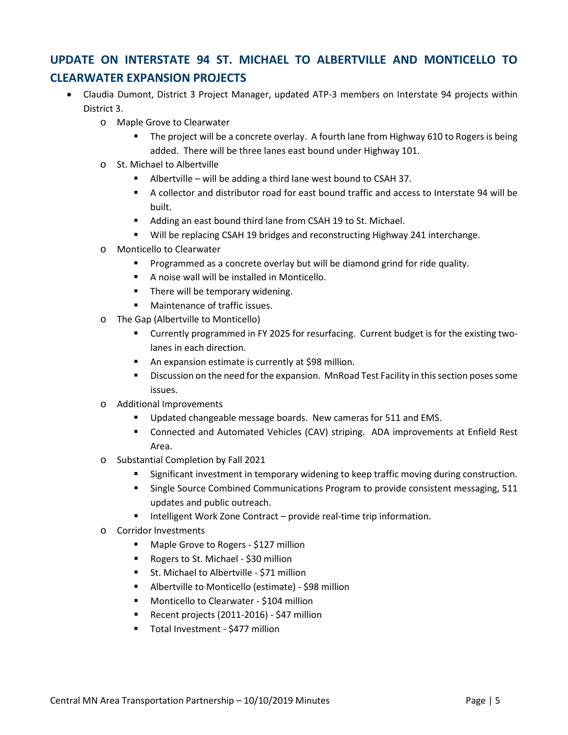## UPDATE ON INTERSTATE 94 ST. MICHAEL TO ALBERTVILLE AND MONTICELLO TO CLEARWATER EXPANSION PROJECTS

- Claudia Dumont, District 3 Project Manager, updated ATP-3 members on Interstate 94 projects within District 3.
  - Maple Grove to Clearwater
    - The project will be a concrete overlay. A fourth lane from Highway 610 to Rogers is being added. There will be three lanes east bound under Highway 101.
  - St. Michael to Albertville
    - Albertville – will be adding a third lane west bound to CSAH 37.
    - A collector and distributor road for east bound traffic and access to Interstate 94 will be built.
    - Adding an east bound third lane from CSAH 19 to St. Michael.
    - Will be replacing CSAH 19 bridges and reconstructing Highway 241 interchange.
  - Monticello to Clearwater
    - Programmed as a concrete overlay but will be diamond grind for ride quality.
    - A noise wall will be installed in Monticello.
    - There will be temporary widening.
    - Maintenance of traffic issues.
  - The Gap (Albertville to Monticello)
    - Currently programmed in FY 2025 for resurfacing. Current budget is for the existing two-lanes in each direction.
    - An expansion estimate is currently at $98 million.
    - Discussion on the need for the expansion. MnRoad Test Facility in this section poses some issues.
  - Additional Improvements
    - Updated changeable message boards. New cameras for 511 and EMS.
    - Connected and Automated Vehicles (CAV) striping. ADA improvements at Enfield Rest Area.
  - Substantial Completion by Fall 2021
    - Significant investment in temporary widening to keep traffic moving during construction.
    - Single Source Combined Communications Program to provide consistent messaging, 511 updates and public outreach.
    - Intelligent Work Zone Contract – provide real-time trip information.
  - Corridor Investments
    - Maple Grove to Rogers - $127 million
    - Rogers to St. Michael - $30 million
    - St. Michael to Albertville - $71 million
    - Albertville to Monticello (estimate) - $98 million
    - Monticello to Clearwater - $104 million
    - Recent projects (2011-2016) - $47 million
    - Total Investment - $477 million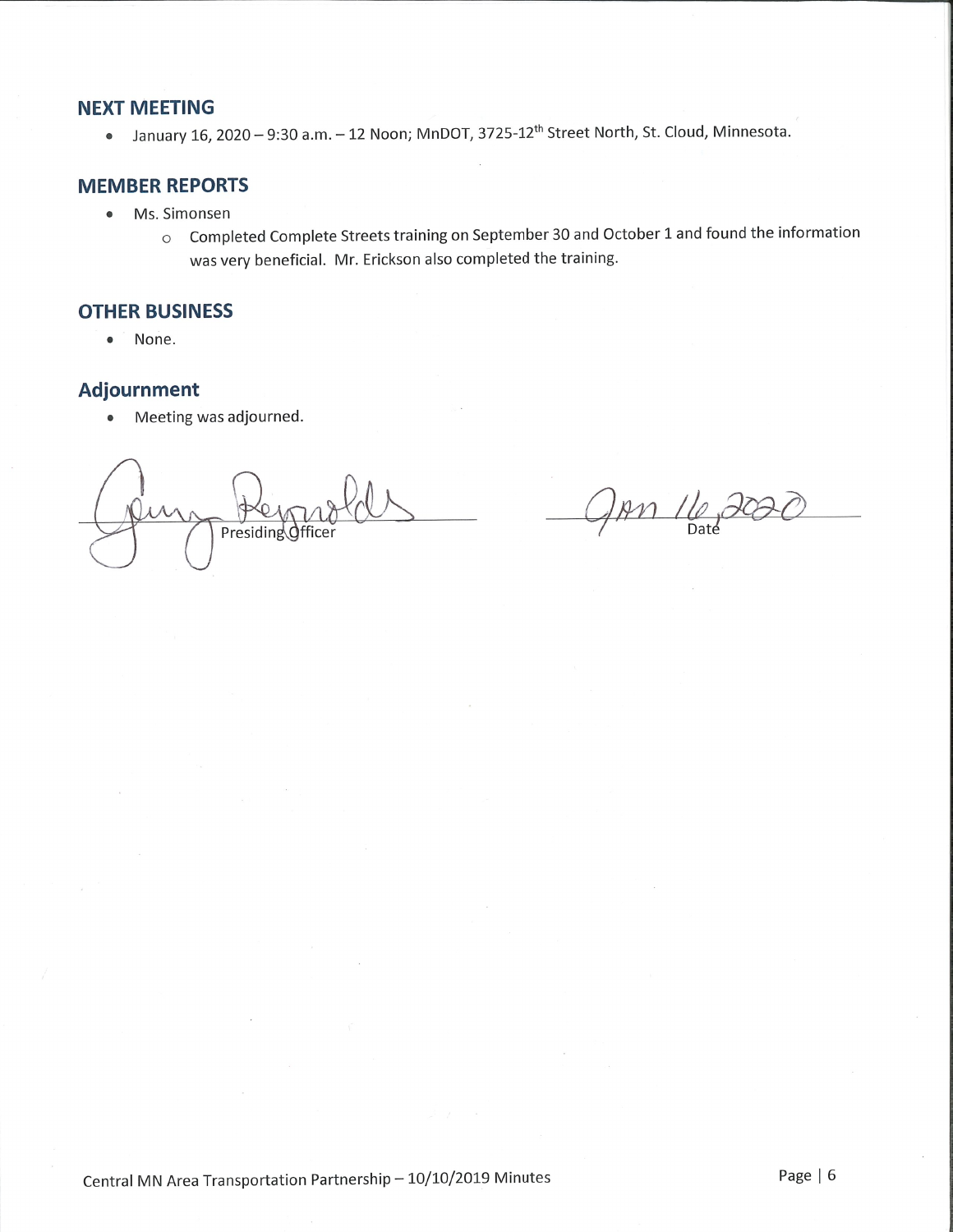## NEXT MEETING

- January 16, 2020 – 9:30 a.m. – 12 Noon; MnDOT, 3725-12th Street North, St. Cloud, Minnesota.

## MEMBER REPORTS

- Ms. Simonsen
  - Completed Complete Streets training on September 30 and October 1 and found the information was very beneficial. Mr. Erickson also completed the training.

## OTHER BUSINESS

- None.

## Adjournment

- Meeting was adjourned.

Gary Reynolds
Presiding Officer

Jan 16, 2020
Date